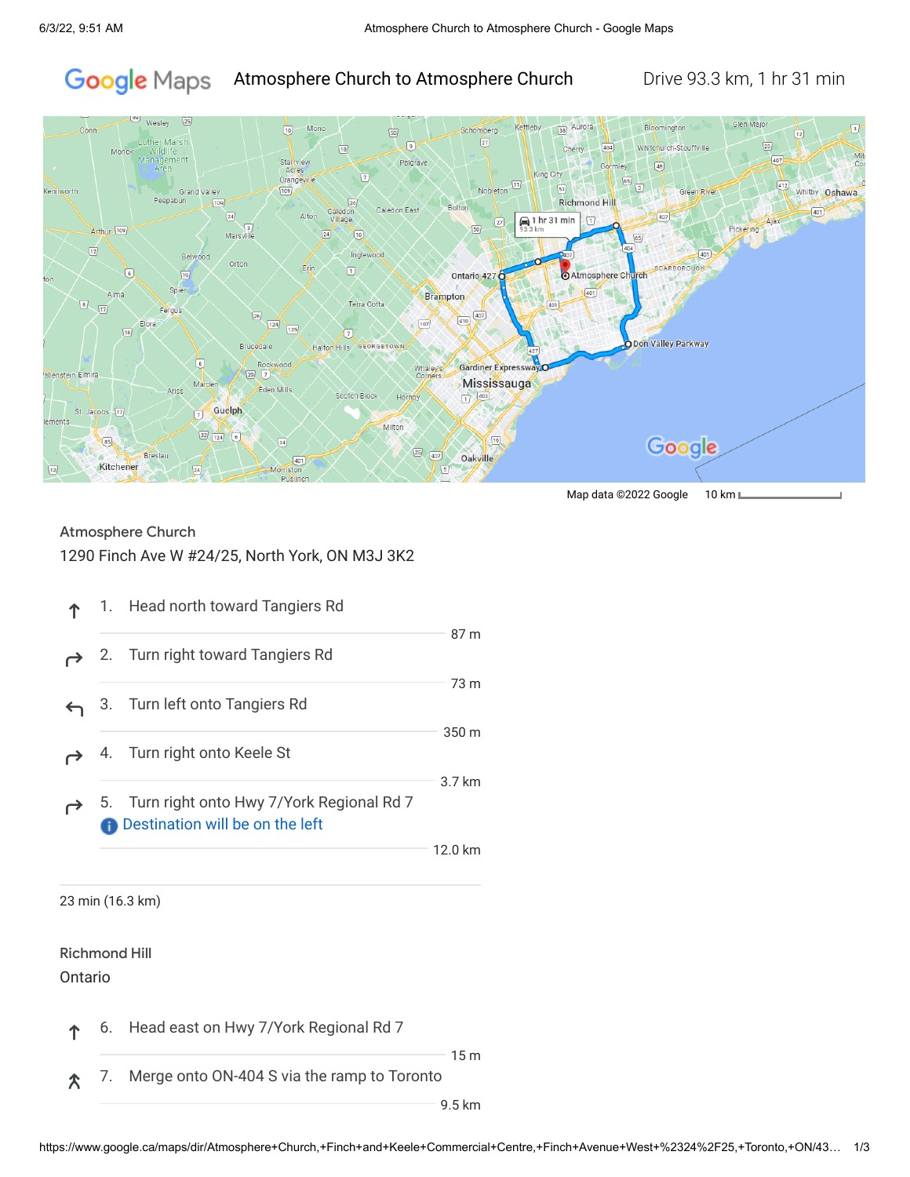# Atmosphere Church to Atmosphere Church

Drive 93.3 km, 1 hr 31 min

Map data ©2022 Google    10 km

## Atmosphere Church

1290 Finch Ave W #24/25, North York, ON M3J 3K2

1. Head north toward Tangiers Rd
   87 m
2. Turn right toward Tangiers Rd
   73 m
3. Turn left onto Tangiers Rd
   350 m
4. Turn right onto Keele St
   3.7 km
5. Turn right onto Hwy 7/York Regional Rd 7
   Destination will be on the left
   12.0 km

23 min (16.3 km)

## Richmond Hill

Ontario

6. Head east on Hwy 7/York Regional Rd 7
   15 m
7. Merge onto ON-404 S via the ramp to Toronto
   9.5 km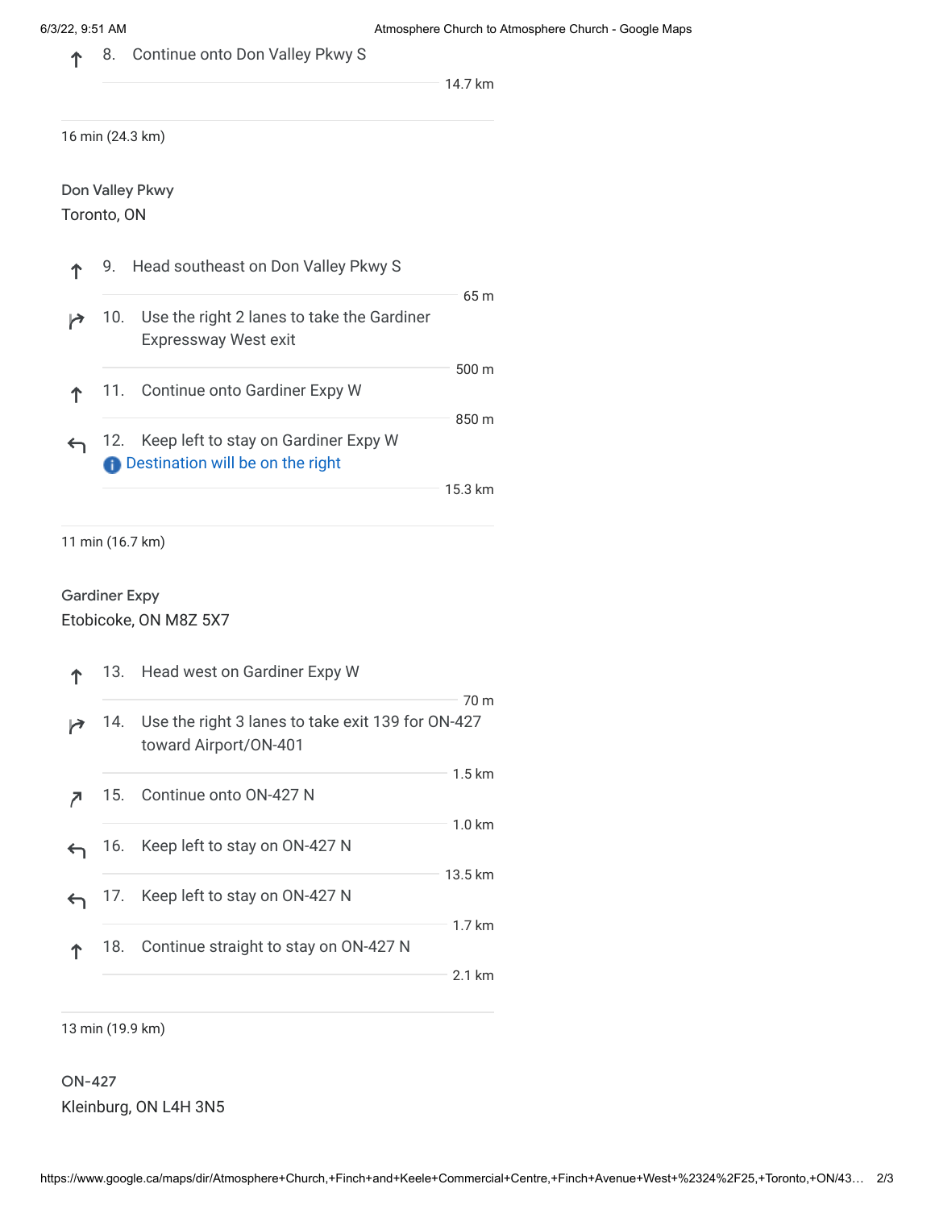8. Continue onto Don Valley Pkwy S

14.7 km

16 min (24.3 km)

Don Valley Pkwy
Toronto, ON

9. Head southeast on Don Valley Pkwy S

65 m

10. Use the right 2 lanes to take the Gardiner Expressway West exit

500 m

11. Continue onto Gardiner Expy W

850 m

12. Keep left to stay on Gardiner Expy W
Destination will be on the right

15.3 km

11 min (16.7 km)

Gardiner Expy
Etobicoke, ON M8Z 5X7

13. Head west on Gardiner Expy W

70 m

14. Use the right 3 lanes to take exit 139 for ON-427 toward Airport/ON-401

1.5 km

15. Continue onto ON-427 N

1.0 km

16. Keep left to stay on ON-427 N

13.5 km

17. Keep left to stay on ON-427 N

1.7 km

18. Continue straight to stay on ON-427 N

2.1 km

13 min (19.9 km)

ON-427
Kleinburg, ON L4H 3N5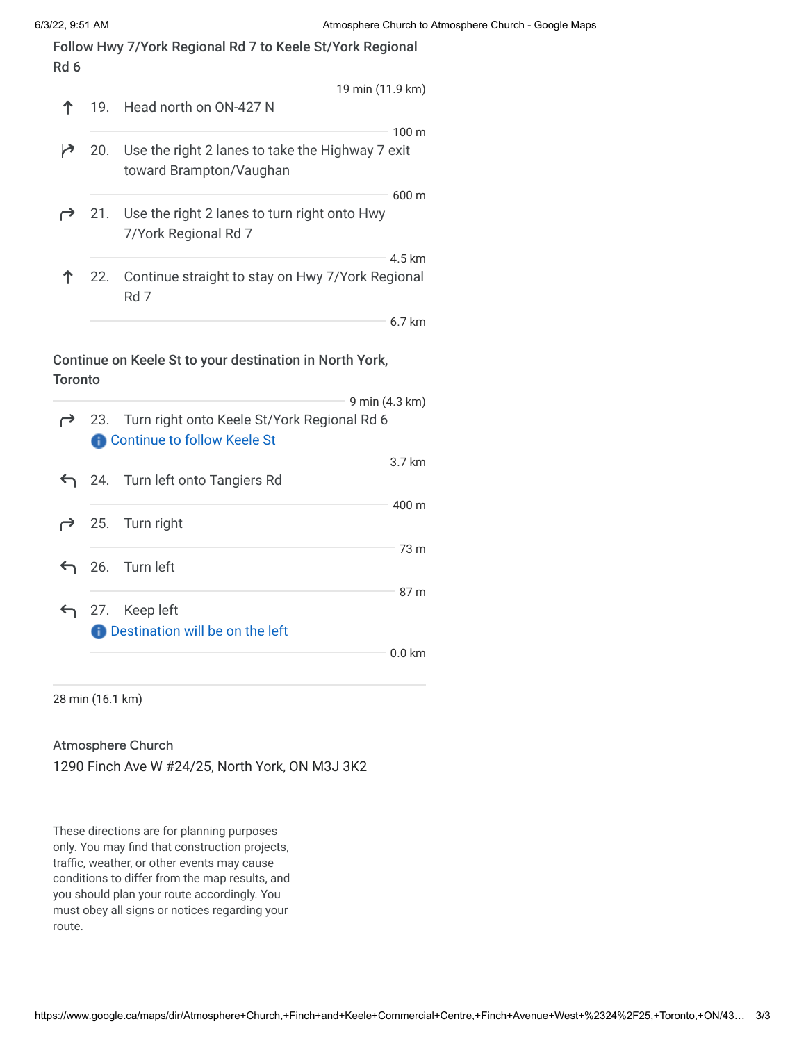### Follow Hwy 7/York Regional Rd 7 to Keele St/York Regional Rd 6

19 min (11.9 km)

19. Head north on ON-427 N

100 m

20. Use the right 2 lanes to take the Highway 7 exit toward Brampton/Vaughan

600 m

21. Use the right 2 lanes to turn right onto Hwy 7/York Regional Rd 7

4.5 km

22. Continue straight to stay on Hwy 7/York Regional Rd 7

6.7 km

### Continue on Keele St to your destination in North York, Toronto

9 min (4.3 km)

23. Turn right onto Keele St/York Regional Rd 6
    Continue to follow Keele St

3.7 km

24. Turn left onto Tangiers Rd

400 m

25. Turn right

73 m

26. Turn left

87 m

27. Keep left
    Destination will be on the left

0.0 km

28 min (16.1 km)

Atmosphere Church
1290 Finch Ave W #24/25, North York, ON M3J 3K2

These directions are for planning purposes only. You may find that construction projects, traffic, weather, or other events may cause conditions to differ from the map results, and you should plan your route accordingly. You must obey all signs or notices regarding your route.